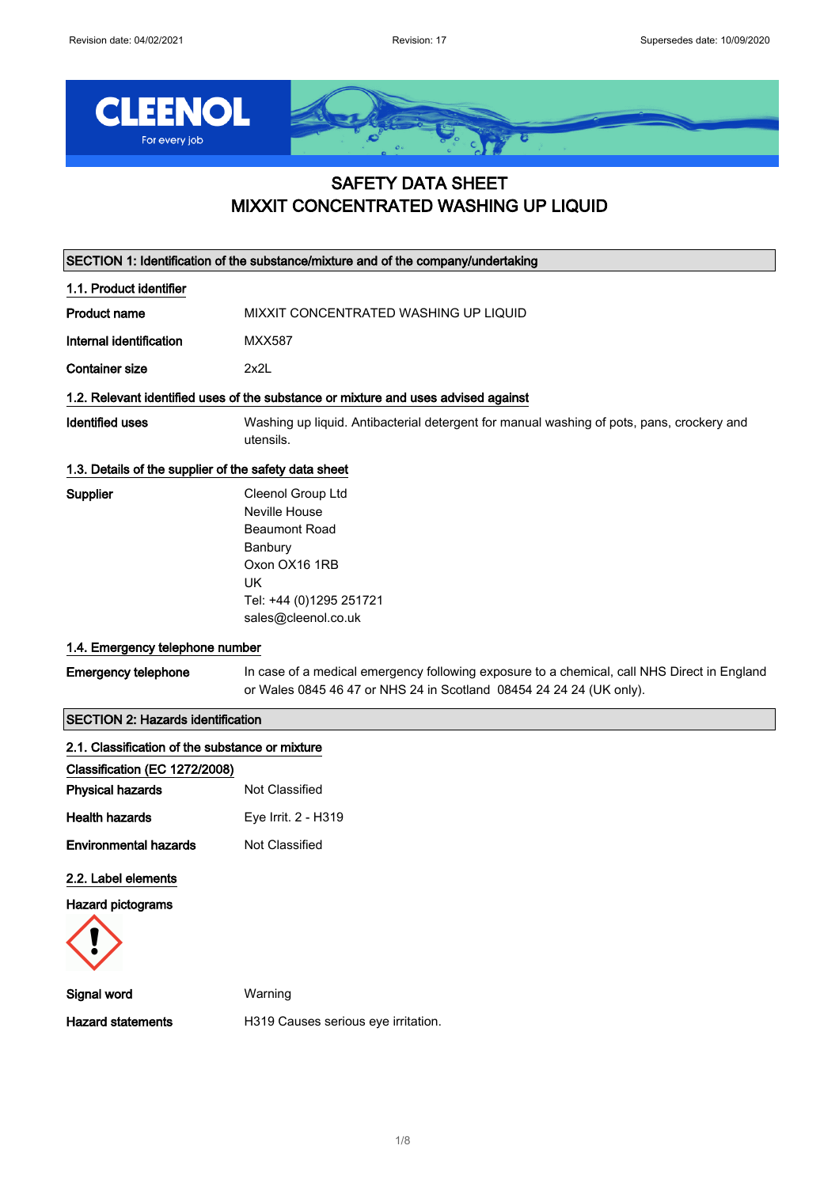# SAFETY DATA SHEET
# MIXXIT CONCENTRATED WASHING UP LIQUID

## SECTION 1: Identification of the substance/mixture and of the company/undertaking

### 1.1. Product identifier

**Product name** MIXXIT CONCENTRATED WASHING UP LIQUID

**Internal identification** MXX587

**Container size** 2x2L

### 1.2. Relevant identified uses of the substance or mixture and uses advised against

**Identified uses** Washing up liquid. Antibacterial detergent for manual washing of pots, pans, crockery and utensils.

### 1.3. Details of the supplier of the safety data sheet

**Supplier**
Cleenol Group Ltd
Neville House
Beaumont Road
Banbury
Oxon OX16 1RB
UK
Tel: +44 (0)1295 251721
sales@cleenol.co.uk

### 1.4. Emergency telephone number

**Emergency telephone** In case of a medical emergency following exposure to a chemical, call NHS Direct in England or Wales 0845 46 47 or NHS 24 in Scotland 08454 24 24 24 (UK only).

## SECTION 2: Hazards identification

### 2.1. Classification of the substance or mixture

**Classification (EC 1272/2008)**

**Physical hazards** Not Classified

**Health hazards** Eye Irrit. 2 - H319

**Environmental hazards** Not Classified

### 2.2. Label elements

**Hazard pictograms**

**Signal word** Warning

**Hazard statements** H319 Causes serious eye irritation.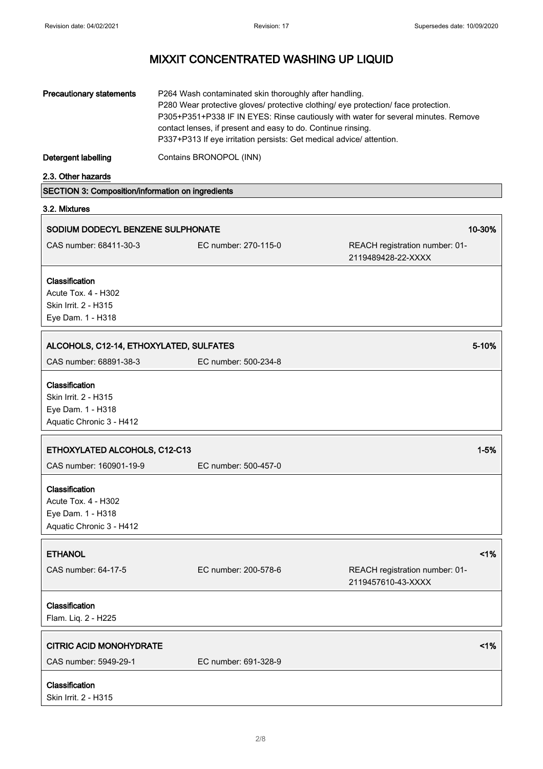# MIXXIT CONCENTRATED WASHING UP LIQUID

**Precautionary statements**

P264 Wash contaminated skin thoroughly after handling.
P280 Wear protective gloves/ protective clothing/ eye protection/ face protection.
P305+P351+P338 IF IN EYES: Rinse cautiously with water for several minutes. Remove contact lenses, if present and easy to do. Continue rinsing.
P337+P313 If eye irritation persists: Get medical advice/ attention.

**Detergent labelling**

Contains BRONOPOL (INN)

### 2.3. Other hazards

## SECTION 3: Composition/information on ingredients

### 3.2. Mixtures

**SODIUM DODECYL BENZENE SULPHONATE** — 10-30%

CAS number: 68411-30-3 | EC number: 270-115-0 | REACH registration number: 01-2119489428-22-XXXX

**Classification**
Acute Tox. 4 - H302
Skin Irrit. 2 - H315
Eye Dam. 1 - H318

**ALCOHOLS, C12-14, ETHOXYLATED, SULFATES** — 5-10%

CAS number: 68891-38-3 | EC number: 500-234-8

**Classification**
Skin Irrit. 2 - H315
Eye Dam. 1 - H318
Aquatic Chronic 3 - H412

**ETHOXYLATED ALCOHOLS, C12-C13** — 1-5%

CAS number: 160901-19-9 | EC number: 500-457-0

**Classification**
Acute Tox. 4 - H302
Eye Dam. 1 - H318
Aquatic Chronic 3 - H412

**ETHANOL** — <1%

CAS number: 64-17-5 | EC number: 200-578-6 | REACH registration number: 01-2119457610-43-XXXX

**Classification**
Flam. Liq. 2 - H225

**CITRIC ACID MONOHYDRATE** — <1%

CAS number: 5949-29-1 | EC number: 691-328-9

**Classification**
Skin Irrit. 2 - H315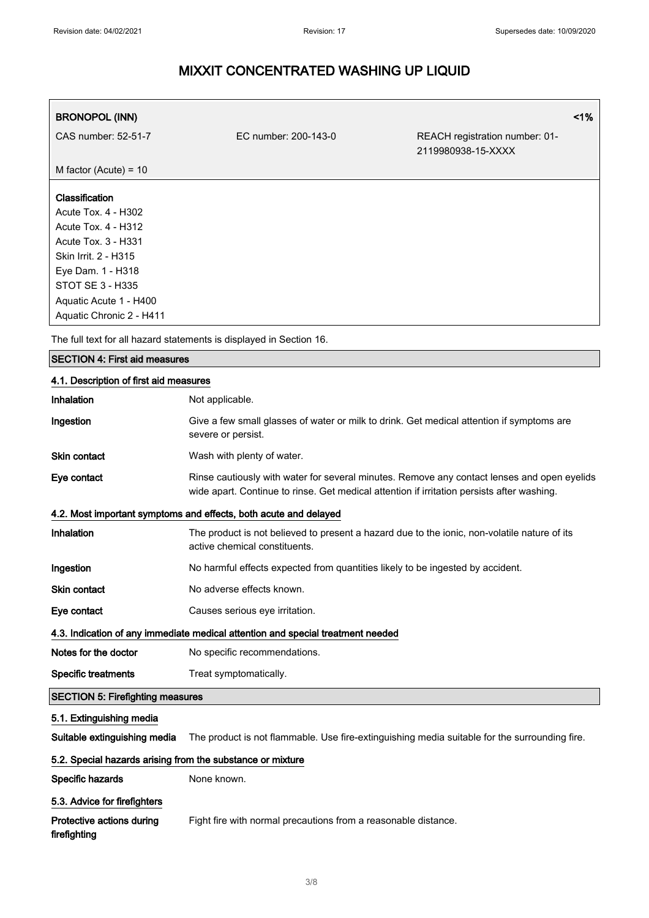# MIXXIT CONCENTRATED WASHING UP LIQUID

| **BRONOPOL (INN)** | | **<1%** |
| --- | --- | --- |
| CAS number: 52-51-7 | EC number: 200-143-0 | REACH registration number: 01-2119980938-15-XXXX |
| M factor (Acute) = 10 | | |

**Classification**
Acute Tox. 4 - H302
Acute Tox. 4 - H312
Acute Tox. 3 - H331
Skin Irrit. 2 - H315
Eye Dam. 1 - H318
STOT SE 3 - H335
Aquatic Acute 1 - H400
Aquatic Chronic 2 - H411

The full text for all hazard statements is displayed in Section 16.

## SECTION 4: First aid measures

### 4.1. Description of first aid measures

| | |
| --- | --- |
| **Inhalation** | Not applicable. |
| **Ingestion** | Give a few small glasses of water or milk to drink. Get medical attention if symptoms are severe or persist. |
| **Skin contact** | Wash with plenty of water. |
| **Eye contact** | Rinse cautiously with water for several minutes. Remove any contact lenses and open eyelids wide apart. Continue to rinse. Get medical attention if irritation persists after washing. |

### 4.2. Most important symptoms and effects, both acute and delayed

| | |
| --- | --- |
| **Inhalation** | The product is not believed to present a hazard due to the ionic, non-volatile nature of its active chemical constituents. |
| **Ingestion** | No harmful effects expected from quantities likely to be ingested by accident. |
| **Skin contact** | No adverse effects known. |
| **Eye contact** | Causes serious eye irritation. |

### 4.3. Indication of any immediate medical attention and special treatment needed

| | |
| --- | --- |
| **Notes for the doctor** | No specific recommendations. |
| **Specific treatments** | Treat symptomatically. |

## SECTION 5: Firefighting measures

### 5.1. Extinguishing media

| | |
| --- | --- |
| **Suitable extinguishing media** | The product is not flammable. Use fire-extinguishing media suitable for the surrounding fire. |

### 5.2. Special hazards arising from the substance or mixture

| | |
| --- | --- |
| **Specific hazards** | None known. |

### 5.3. Advice for firefighters

| | |
| --- | --- |
| **Protective actions during firefighting** | Fight fire with normal precautions from a reasonable distance. |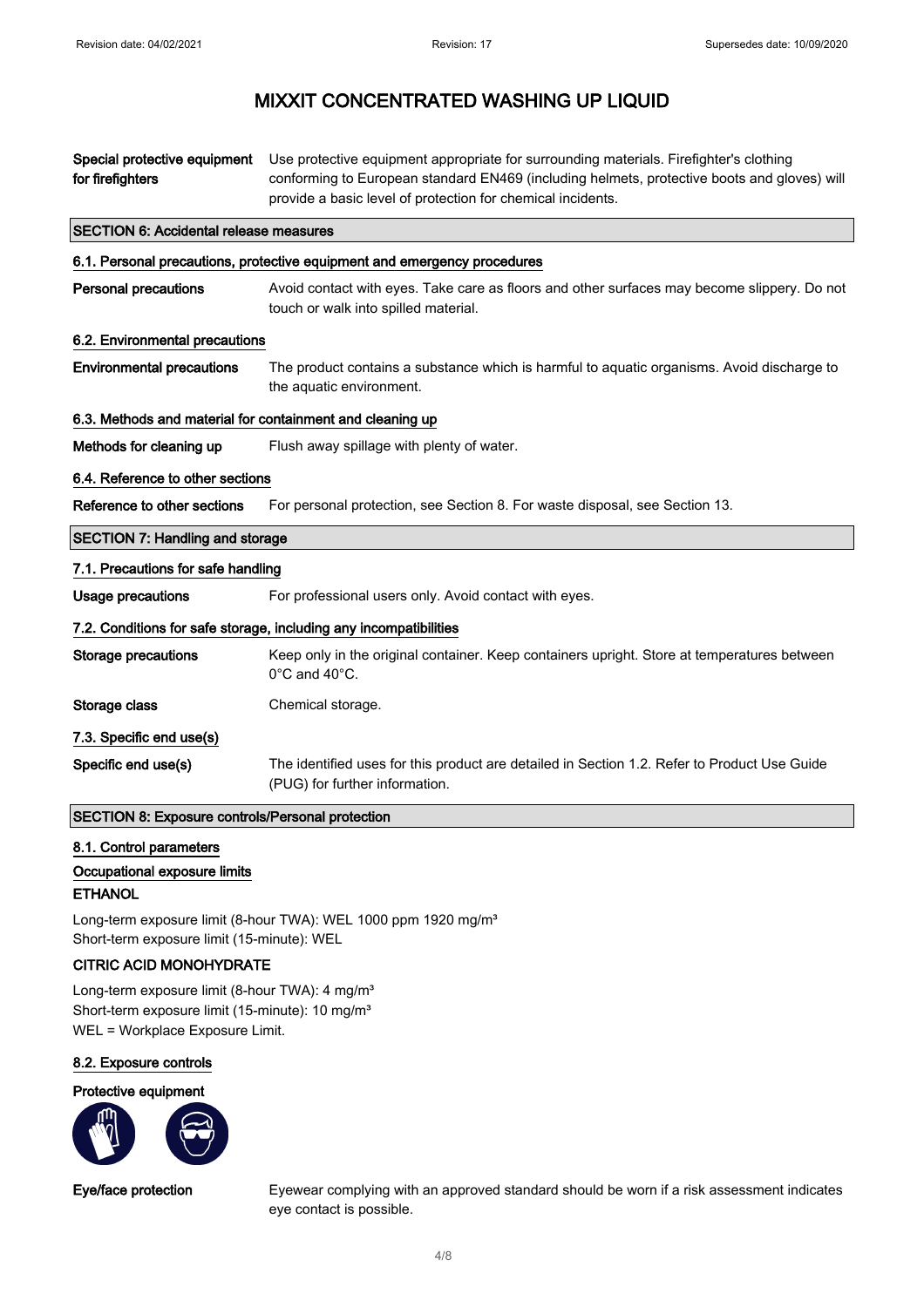# MIXXIT CONCENTRATED WASHING UP LIQUID

**Special protective equipment for firefighters** Use protective equipment appropriate for surrounding materials. Firefighter's clothing conforming to European standard EN469 (including helmets, protective boots and gloves) will provide a basic level of protection for chemical incidents.

## SECTION 6: Accidental release measures

### 6.1. Personal precautions, protective equipment and emergency procedures

**Personal precautions** Avoid contact with eyes. Take care as floors and other surfaces may become slippery. Do not touch or walk into spilled material.

### 6.2. Environmental precautions

**Environmental precautions** The product contains a substance which is harmful to aquatic organisms. Avoid discharge to the aquatic environment.

### 6.3. Methods and material for containment and cleaning up

**Methods for cleaning up** Flush away spillage with plenty of water.

### 6.4. Reference to other sections

**Reference to other sections** For personal protection, see Section 8. For waste disposal, see Section 13.

## SECTION 7: Handling and storage

### 7.1. Precautions for safe handling

**Usage precautions** For professional users only. Avoid contact with eyes.

### 7.2. Conditions for safe storage, including any incompatibilities

**Storage precautions** Keep only in the original container. Keep containers upright. Store at temperatures between 0°C and 40°C.

**Storage class** Chemical storage.

### 7.3. Specific end use(s)

**Specific end use(s)** The identified uses for this product are detailed in Section 1.2. Refer to Product Use Guide (PUG) for further information.

## SECTION 8: Exposure controls/Personal protection

### 8.1. Control parameters

**Occupational exposure limits**

**ETHANOL**

Long-term exposure limit (8-hour TWA): WEL 1000 ppm 1920 mg/m³
Short-term exposure limit (15-minute): WEL

**CITRIC ACID MONOHYDRATE**

Long-term exposure limit (8-hour TWA): 4 mg/m³
Short-term exposure limit (15-minute): 10 mg/m³
WEL = Workplace Exposure Limit.

### 8.2. Exposure controls

**Protective equipment**

**Eye/face protection** Eyewear complying with an approved standard should be worn if a risk assessment indicates eye contact is possible.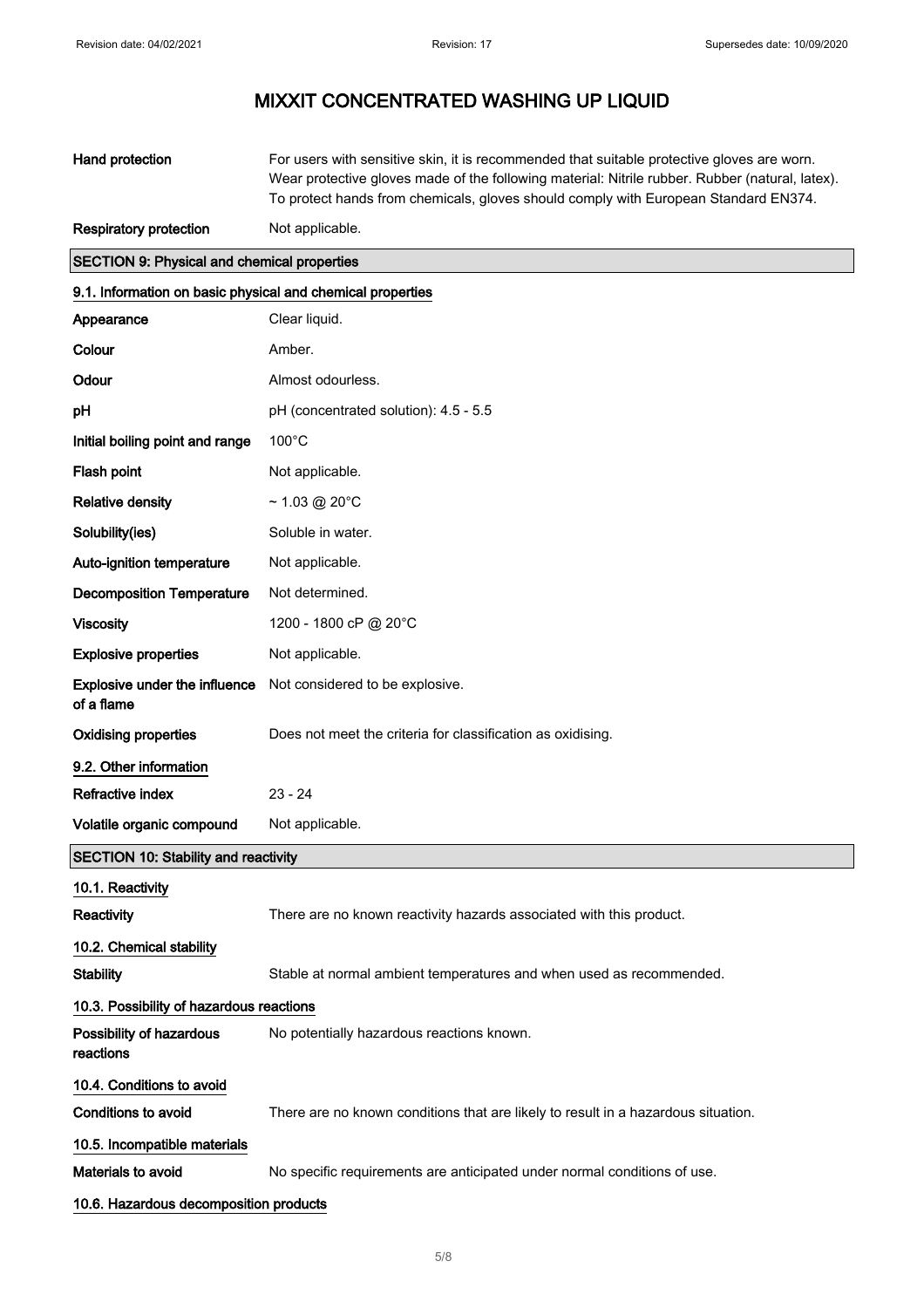**Hand protection** For users with sensitive skin, it is recommended that suitable protective gloves are worn. Wear protective gloves made of the following material: Nitrile rubber. Rubber (natural, latex). To protect hands from chemicals, gloves should comply with European Standard EN374.

**Respiratory protection** Not applicable.

## SECTION 9: Physical and chemical properties

### 9.1. Information on basic physical and chemical properties

| | |
|---|---|
| **Appearance** | Clear liquid. |
| **Colour** | Amber. |
| **Odour** | Almost odourless. |
| **pH** | pH (concentrated solution): 4.5 - 5.5 |
| **Initial boiling point and range** | 100°C |
| **Flash point** | Not applicable. |
| **Relative density** | ~ 1.03 @ 20°C |
| **Solubility(ies)** | Soluble in water. |
| **Auto-ignition temperature** | Not applicable. |
| **Decomposition Temperature** | Not determined. |
| **Viscosity** | 1200 - 1800 cP @ 20°C |
| **Explosive properties** | Not applicable. |
| **Explosive under the influence of a flame** | Not considered to be explosive. |
| **Oxidising properties** | Does not meet the criteria for classification as oxidising. |

### 9.2. Other information

| | |
|---|---|
| **Refractive index** | 23 - 24 |
| **Volatile organic compound** | Not applicable. |

## SECTION 10: Stability and reactivity

### 10.1. Reactivity

**Reactivity** There are no known reactivity hazards associated with this product.

### 10.2. Chemical stability

**Stability** Stable at normal ambient temperatures and when used as recommended.

### 10.3. Possibility of hazardous reactions

**Possibility of hazardous reactions** No potentially hazardous reactions known.

### 10.4. Conditions to avoid

**Conditions to avoid** There are no known conditions that are likely to result in a hazardous situation.

### 10.5. Incompatible materials

**Materials to avoid** No specific requirements are anticipated under normal conditions of use.

### 10.6. Hazardous decomposition products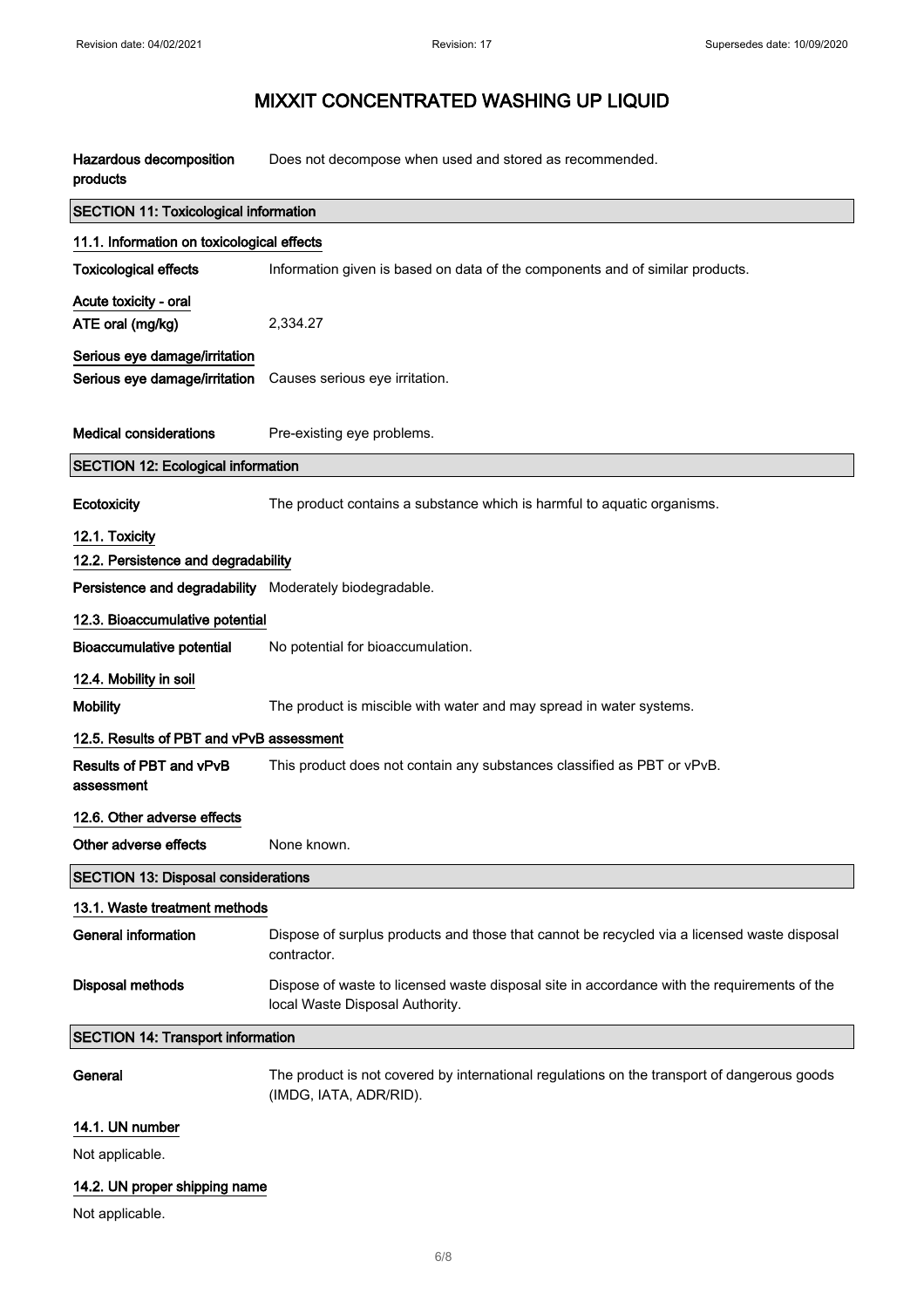# MIXXIT CONCENTRATED WASHING UP LIQUID

**Hazardous decomposition products** Does not decompose when used and stored as recommended.

## SECTION 11: Toxicological information

### 11.1. Information on toxicological effects

**Toxicological effects** Information given is based on data of the components and of similar products.

**Acute toxicity - oral**

**ATE oral (mg/kg)** 2,334.27

**Serious eye damage/irritation**

**Serious eye damage/irritation** Causes serious eye irritation.

**Medical considerations** Pre-existing eye problems.

## SECTION 12: Ecological information

**Ecotoxicity** The product contains a substance which is harmful to aquatic organisms.

### 12.1. Toxicity

### 12.2. Persistence and degradability

**Persistence and degradability** Moderately biodegradable.

### 12.3. Bioaccumulative potential

**Bioaccumulative potential** No potential for bioaccumulation.

### 12.4. Mobility in soil

**Mobility** The product is miscible with water and may spread in water systems.

### 12.5. Results of PBT and vPvB assessment

**Results of PBT and vPvB assessment** This product does not contain any substances classified as PBT or vPvB.

### 12.6. Other adverse effects

**Other adverse effects** None known.

## SECTION 13: Disposal considerations

### 13.1. Waste treatment methods

**General information** Dispose of surplus products and those that cannot be recycled via a licensed waste disposal contractor.

**Disposal methods** Dispose of waste to licensed waste disposal site in accordance with the requirements of the local Waste Disposal Authority.

## SECTION 14: Transport information

**General** The product is not covered by international regulations on the transport of dangerous goods (IMDG, IATA, ADR/RID).

### 14.1. UN number

Not applicable.

### 14.2. UN proper shipping name

Not applicable.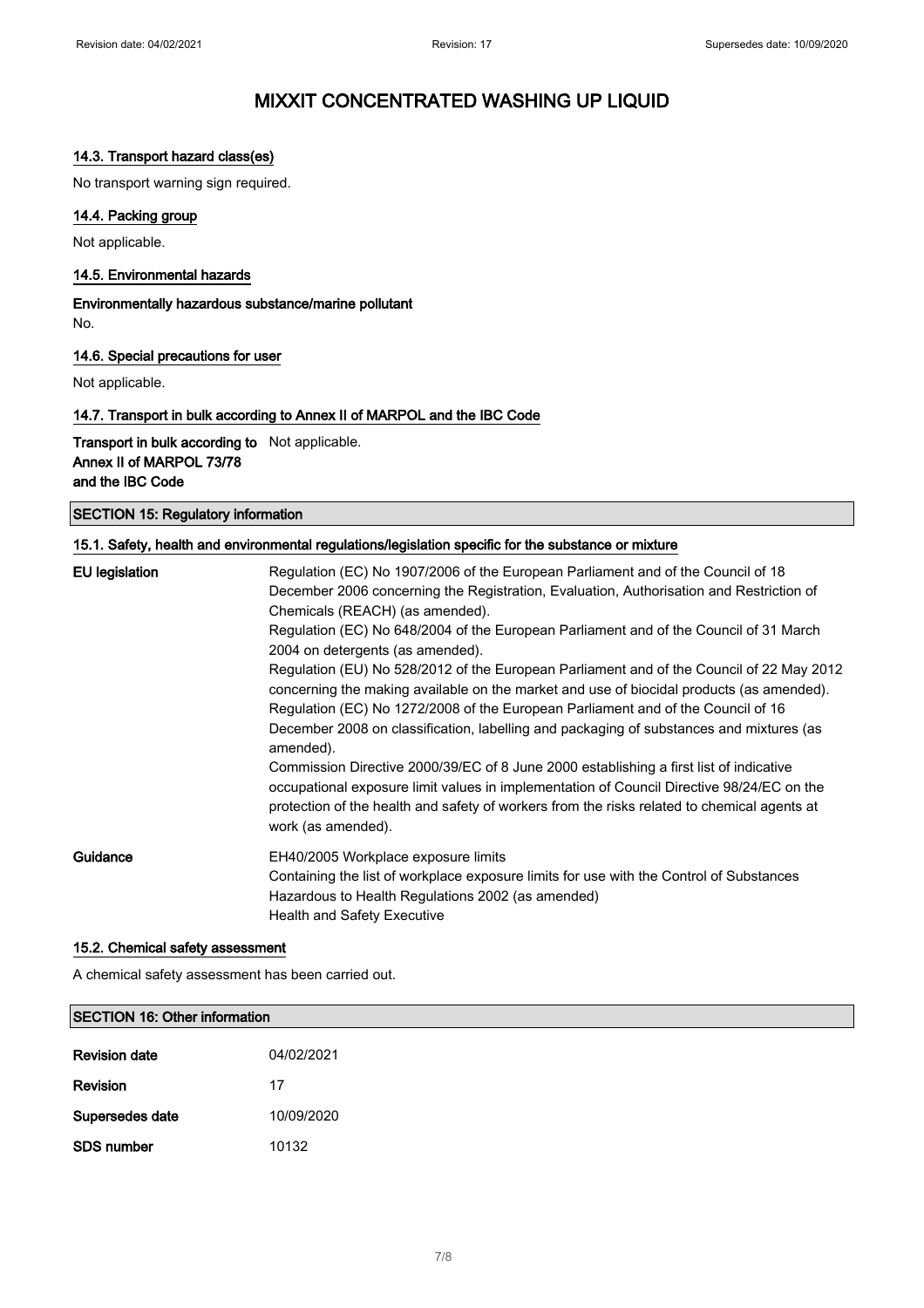# MIXXIT CONCENTRATED WASHING UP LIQUID

### 14.3. Transport hazard class(es)

No transport warning sign required.

### 14.4. Packing group

Not applicable.

### 14.5. Environmental hazards

**Environmentally hazardous substance/marine pollutant**

No.

### 14.6. Special precautions for user

Not applicable.

### 14.7. Transport in bulk according to Annex II of MARPOL and the IBC Code

| | |
|---|---|
| **Transport in bulk according to Annex II of MARPOL 73/78 and the IBC Code** | Not applicable. |

## SECTION 15: Regulatory information

### 15.1. Safety, health and environmental regulations/legislation specific for the substance or mixture

| | |
|---|---|
| **EU legislation** | Regulation (EC) No 1907/2006 of the European Parliament and of the Council of 18 December 2006 concerning the Registration, Evaluation, Authorisation and Restriction of Chemicals (REACH) (as amended).<br>Regulation (EC) No 648/2004 of the European Parliament and of the Council of 31 March 2004 on detergents (as amended).<br>Regulation (EU) No 528/2012 of the European Parliament and of the Council of 22 May 2012 concerning the making available on the market and use of biocidal products (as amended).<br>Regulation (EC) No 1272/2008 of the European Parliament and of the Council of 16 December 2008 on classification, labelling and packaging of substances and mixtures (as amended).<br>Commission Directive 2000/39/EC of 8 June 2000 establishing a first list of indicative occupational exposure limit values in implementation of Council Directive 98/24/EC on the protection of the health and safety of workers from the risks related to chemical agents at work (as amended). |
| **Guidance** | EH40/2005 Workplace exposure limits<br>Containing the list of workplace exposure limits for use with the Control of Substances Hazardous to Health Regulations 2002 (as amended)<br>Health and Safety Executive |

### 15.2. Chemical safety assessment

A chemical safety assessment has been carried out.

## SECTION 16: Other information

| | |
|---|---|
| **Revision date** | 04/02/2021 |
| **Revision** | 17 |
| **Supersedes date** | 10/09/2020 |
| **SDS number** | 10132 |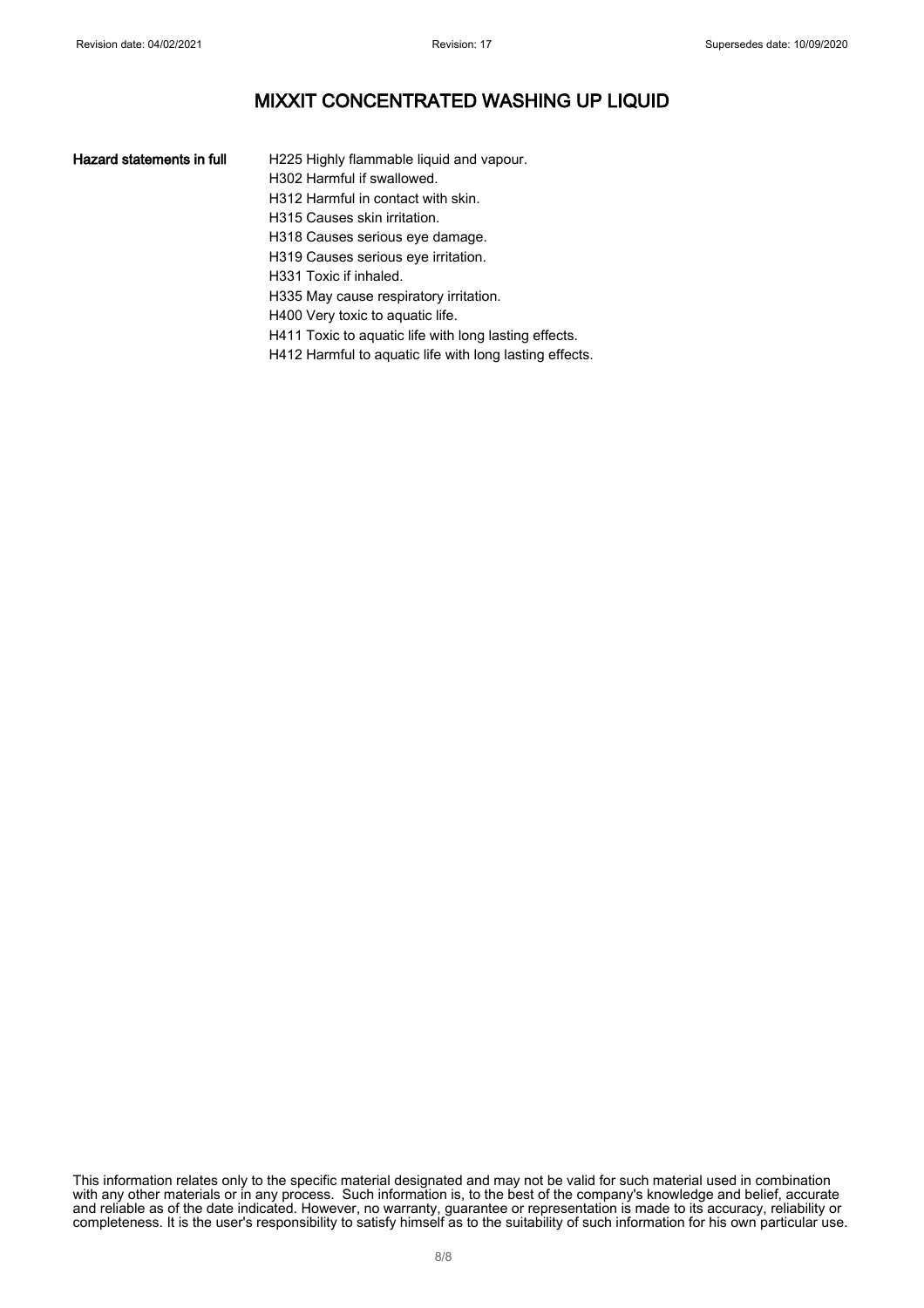# MIXXIT CONCENTRATED WASHING UP LIQUID

**Hazard statements in full**

H225 Highly flammable liquid and vapour.
H302 Harmful if swallowed.
H312 Harmful in contact with skin.
H315 Causes skin irritation.
H318 Causes serious eye damage.
H319 Causes serious eye irritation.
H331 Toxic if inhaled.
H335 May cause respiratory irritation.
H400 Very toxic to aquatic life.
H411 Toxic to aquatic life with long lasting effects.
H412 Harmful to aquatic life with long lasting effects.

This information relates only to the specific material designated and may not be valid for such material used in combination with any other materials or in any process. Such information is, to the best of the company's knowledge and belief, accurate and reliable as of the date indicated. However, no warranty, guarantee or representation is made to its accuracy, reliability or completeness. It is the user's responsibility to satisfy himself as to the suitability of such information for his own particular use.